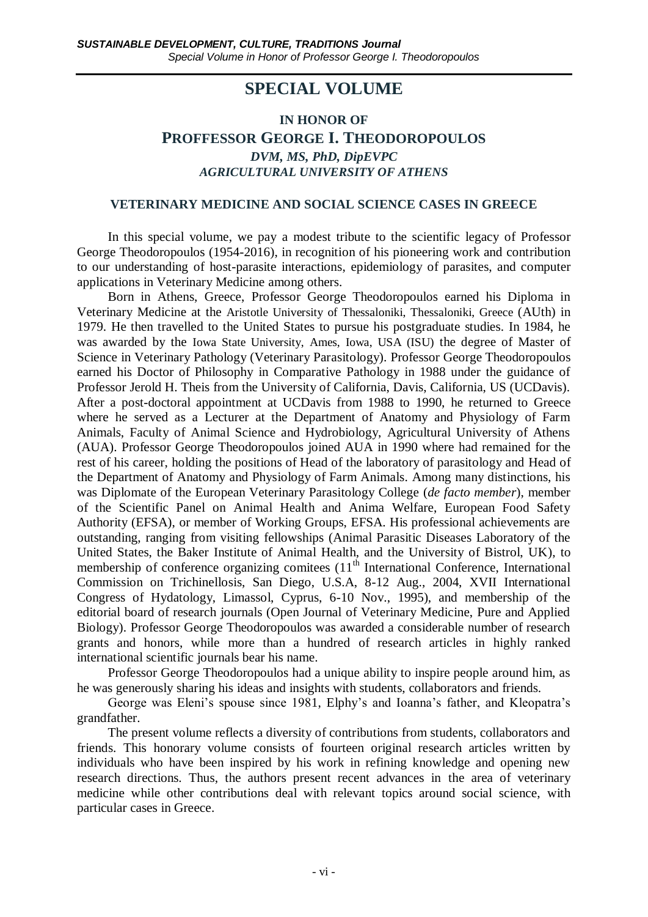# SPECIAL VOLUME

## IN HONOR OF
## PROFFESSOR GEORGE I. THEODOROPOULOS

***DVM, MS, PhD, DipEVPC***

***AGRICULTURAL UNIVERSITY OF ATHENS***

### VETERINARY MEDICINE AND SOCIAL SCIENCE CASES IN GREECE

In this special volume, we pay a modest tribute to the scientific legacy of Professor George Theodoropoulos (1954-2016), in recognition of his pioneering work and contribution to our understanding of host-parasite interactions, epidemiology of parasites, and computer applications in Veterinary Medicine among others.

Born in Athens, Greece, Professor George Theodoropoulos earned his Diploma in Veterinary Medicine at the Aristotle University of Thessaloniki, Thessaloniki, Greece (AUth) in 1979. He then travelled to the United States to pursue his postgraduate studies. In 1984, he was awarded by the Iowa State University, Ames, Iowa, USA (ISU) the degree of Master of Science in Veterinary Pathology (Veterinary Parasitology). Professor George Theodoropoulos earned his Doctor of Philosophy in Comparative Pathology in 1988 under the guidance of Professor Jerold H. Theis from the University of California, Davis, California, US (UCDavis). After a post-doctoral appointment at UCDavis from 1988 to 1990, he returned to Greece where he served as a Lecturer at the Department of Anatomy and Physiology of Farm Animals, Faculty of Animal Science and Hydrobiology, Agricultural University of Athens (AUA). Professor George Theodoropoulos joined AUA in 1990 where had remained for the rest of his career, holding the positions of Head of the laboratory of parasitology and Head of the Department of Anatomy and Physiology of Farm Animals. Among many distinctions, his was Diplomate of the European Veterinary Parasitology College (*de facto member*), member of the Scientific Panel on Animal Health and Anima Welfare, European Food Safety Authority (EFSA), or member of Working Groups, EFSA. His professional achievements are outstanding, ranging from visiting fellowships (Animal Parasitic Diseases Laboratory of the United States, the Baker Institute of Animal Health, and the University of Bistrol, UK), to membership of conference organizing comitees (11th International Conference, International Commission on Trichinellosis, San Diego, U.S.A, 8-12 Aug., 2004, XVII International Congress of Hydatology, Limassol, Cyprus, 6-10 Nov., 1995), and membership of the editorial board of research journals (Open Journal of Veterinary Medicine, Pure and Applied Biology). Professor George Theodoropoulos was awarded a considerable number of research grants and honors, while more than a hundred of research articles in highly ranked international scientific journals bear his name.

Professor George Theodoropoulos had a unique ability to inspire people around him, as he was generously sharing his ideas and insights with students, collaborators and friends.

George was Eleni's spouse since 1981, Elphy's and Ioanna's father, and Kleopatra's grandfather.

The present volume reflects a diversity of contributions from students, collaborators and friends. This honorary volume consists of fourteen original research articles written by individuals who have been inspired by his work in refining knowledge and opening new research directions. Thus, the authors present recent advances in the area of veterinary medicine while other contributions deal with relevant topics around social science, with particular cases in Greece.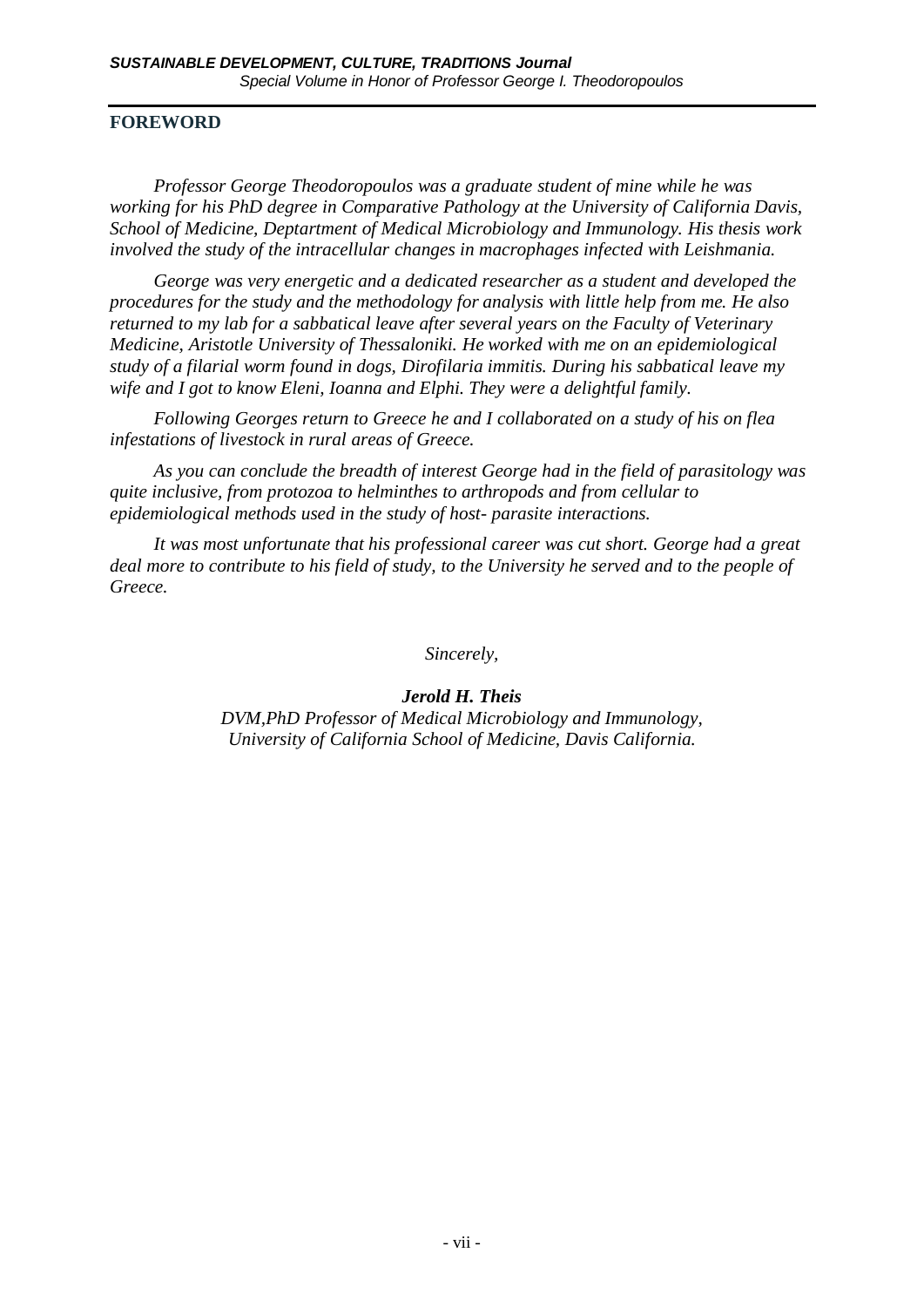## FOREWORD

*Professor George Theodoropoulos was a graduate student of mine while he was working for his PhD degree in Comparative Pathology at the University of California Davis, School of Medicine, Deptartment of Medical Microbiology and Immunology. His thesis work involved the study of the intracellular changes in macrophages infected with Leishmania.*

*George was very energetic and a dedicated researcher as a student and developed the procedures for the study and the methodology for analysis with little help from me. He also returned to my lab for a sabbatical leave after several years on the Faculty of Veterinary Medicine, Aristotle University of Thessaloniki. He worked with me on an epidemiological study of a filarial worm found in dogs, Dirofilaria immitis. During his sabbatical leave my wife and I got to know Eleni, Ioanna and Elphi. They were a delightful family.*

*Following Georges return to Greece he and I collaborated on a study of his on flea infestations of livestock in rural areas of Greece.*

*As you can conclude the breadth of interest George had in the field of parasitology was quite inclusive, from protozoa to helminthes to arthropods and from cellular to epidemiological methods used in the study of host- parasite interactions.*

*It was most unfortunate that his professional career was cut short. George had a great deal more to contribute to his field of study, to the University he served and to the people of Greece.*

*Sincerely,*

***Jerold H. Theis***
*DVM,PhD Professor of Medical Microbiology and Immunology,*
*University of California School of Medicine, Davis California.*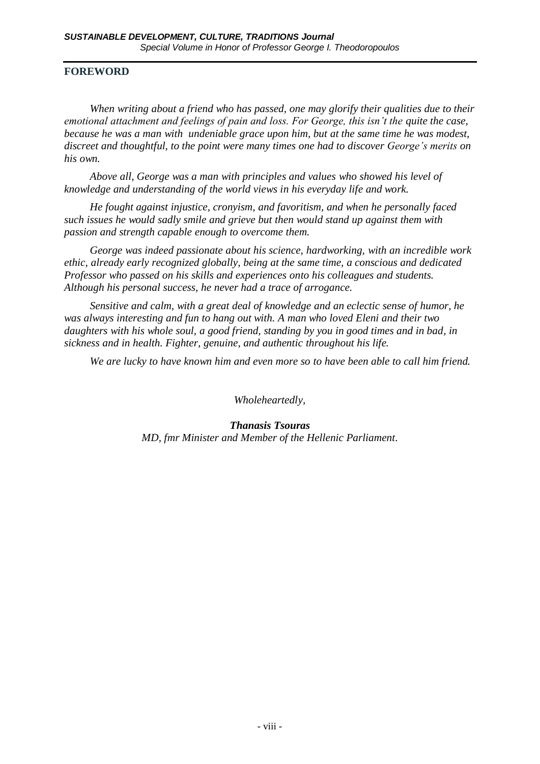## FOREWORD

*When writing about a friend who has passed, one may glorify their qualities due to their emotional attachment and feelings of pain and loss. For George, this isn't the quite the case, because he was a man with undeniable grace upon him, but at the same time he was modest, discreet and thoughtful, to the point were many times one had to discover George's merits on his own.*

*Above all, George was a man with principles and values who showed his level of knowledge and understanding of the world views in his everyday life and work.*

*He fought against injustice, cronyism, and favoritism, and when he personally faced such issues he would sadly smile and grieve but then would stand up against them with passion and strength capable enough to overcome them.*

*George was indeed passionate about his science, hardworking, with an incredible work ethic, already early recognized globally, being at the same time, a conscious and dedicated Professor who passed on his skills and experiences onto his colleagues and students. Although his personal success, he never had a trace of arrogance.*

*Sensitive and calm, with a great deal of knowledge and an eclectic sense of humor, he was always interesting and fun to hang out with. A man who loved Eleni and their two daughters with his whole soul, a good friend, standing by you in good times and in bad, in sickness and in health. Fighter, genuine, and authentic throughout his life.*

*We are lucky to have known him and even more so to have been able to call him friend.*

*Wholeheartedly,*

***Thanasis Tsouras***
*MD, fmr Minister and Member of the Hellenic Parliament.*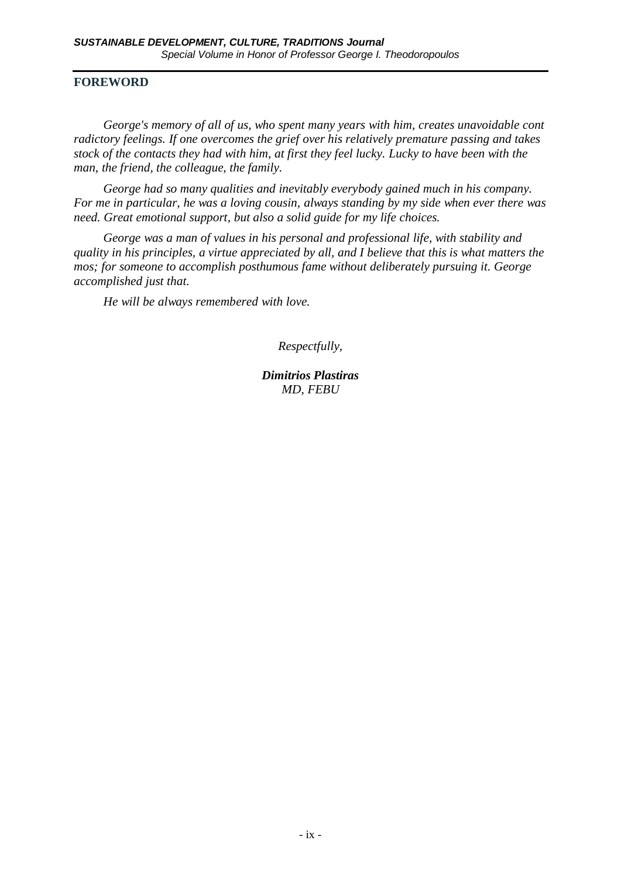## FOREWORD

*George's memory of all of us, who spent many years with him, creates unavoidable cont radictory feelings. If one overcomes the grief over his relatively premature passing and takes stock of the contacts they had with him, at first they feel lucky. Lucky to have been with the man, the friend, the colleague, the family.*

*George had so many qualities and inevitably everybody gained much in his company. For me in particular, he was a loving cousin, always standing by my side when ever there was need. Great emotional support, but also a solid guide for my life choices.*

*George was a man of values in his personal and professional life, with stability and quality in his principles, a virtue appreciated by all, and I believe that this is what matters the mos; for someone to accomplish posthumous fame without deliberately pursuing it. George accomplished just that.*

*He will be always remembered with love.*

*Respectfully,*

***Dimitrios Plastiras***
*MD, FEBU*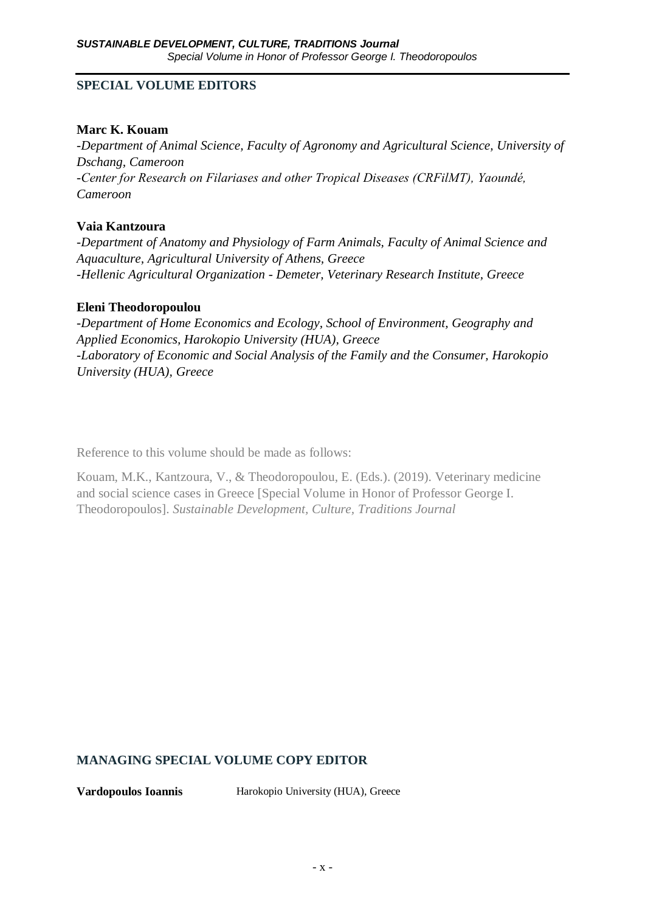## SPECIAL VOLUME EDITORS

**Marc K. Kouam**

*-Department of Animal Science, Faculty of Agronomy and Agricultural Science, University of Dschang, Cameroon*
*-Center for Research on Filariases and other Tropical Diseases (CRFilMT), Yaoundé, Cameroon*

**Vaia Kantzoura**

*-Department of Anatomy and Physiology of Farm Animals, Faculty of Animal Science and Aquaculture, Agricultural University of Athens, Greece*
*-Hellenic Agricultural Organization - Demeter, Veterinary Research Institute, Greece*

**Eleni Theodoropoulou**

*-Department of Home Economics and Ecology, School of Environment, Geography and Applied Economics, Harokopio University (HUA), Greece*
*-Laboratory of Economic and Social Analysis of the Family and the Consumer, Harokopio University (HUA), Greece*

Reference to this volume should be made as follows:

Kouam, M.K., Kantzoura, V., & Theodoropoulou, E. (Eds.). (2019). Veterinary medicine and social science cases in Greece [Special Volume in Honor of Professor George I. Theodoropoulos]. *Sustainable Development, Culture, Traditions Journal*

## MANAGING SPECIAL VOLUME COPY EDITOR

**Vardopoulos Ioannis** Harokopio University (HUA), Greece